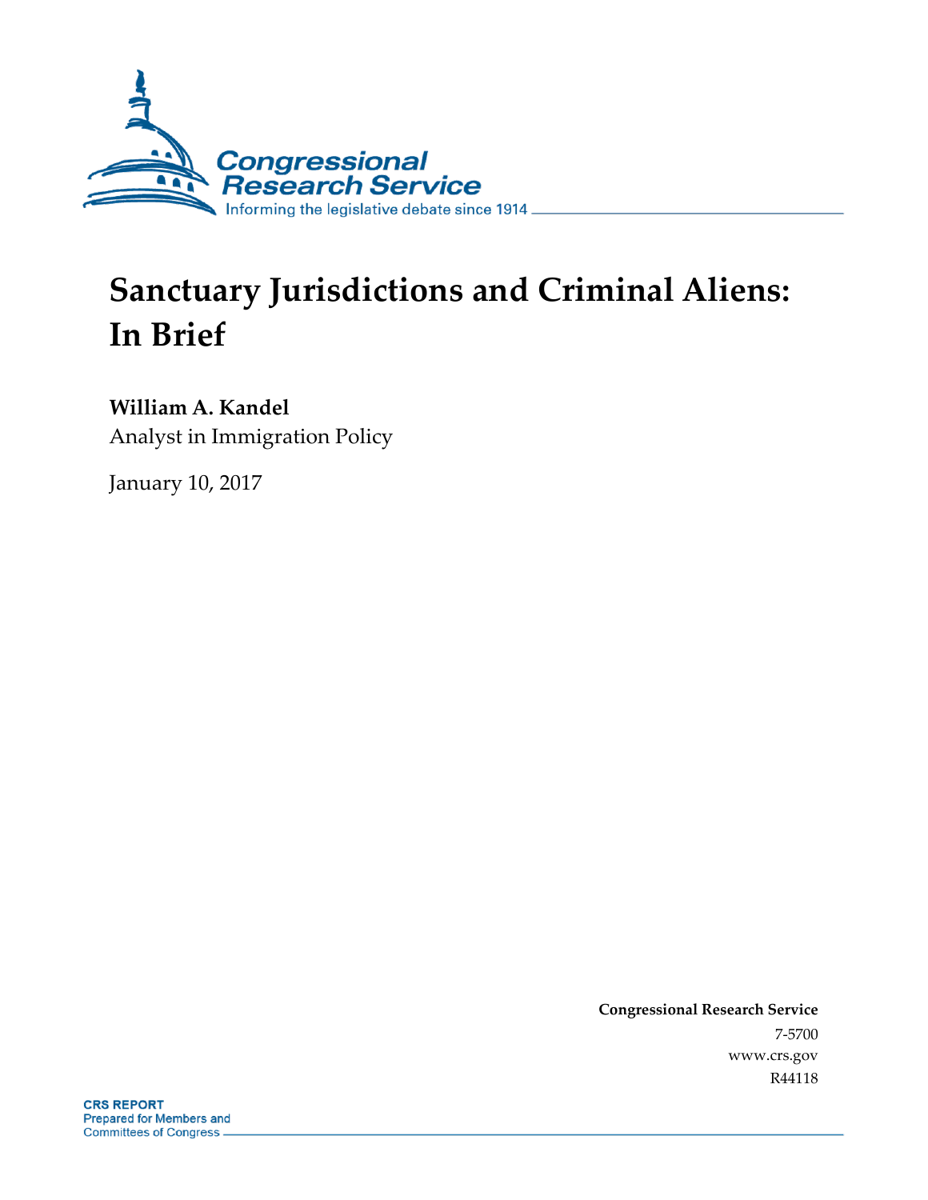# Sanctuary Jurisdictions and Criminal Aliens: In Brief

**William A. Kandel**
Analyst in Immigration Policy

January 10, 2017

**Congressional Research Service**
7-5700
www.crs.gov
R44118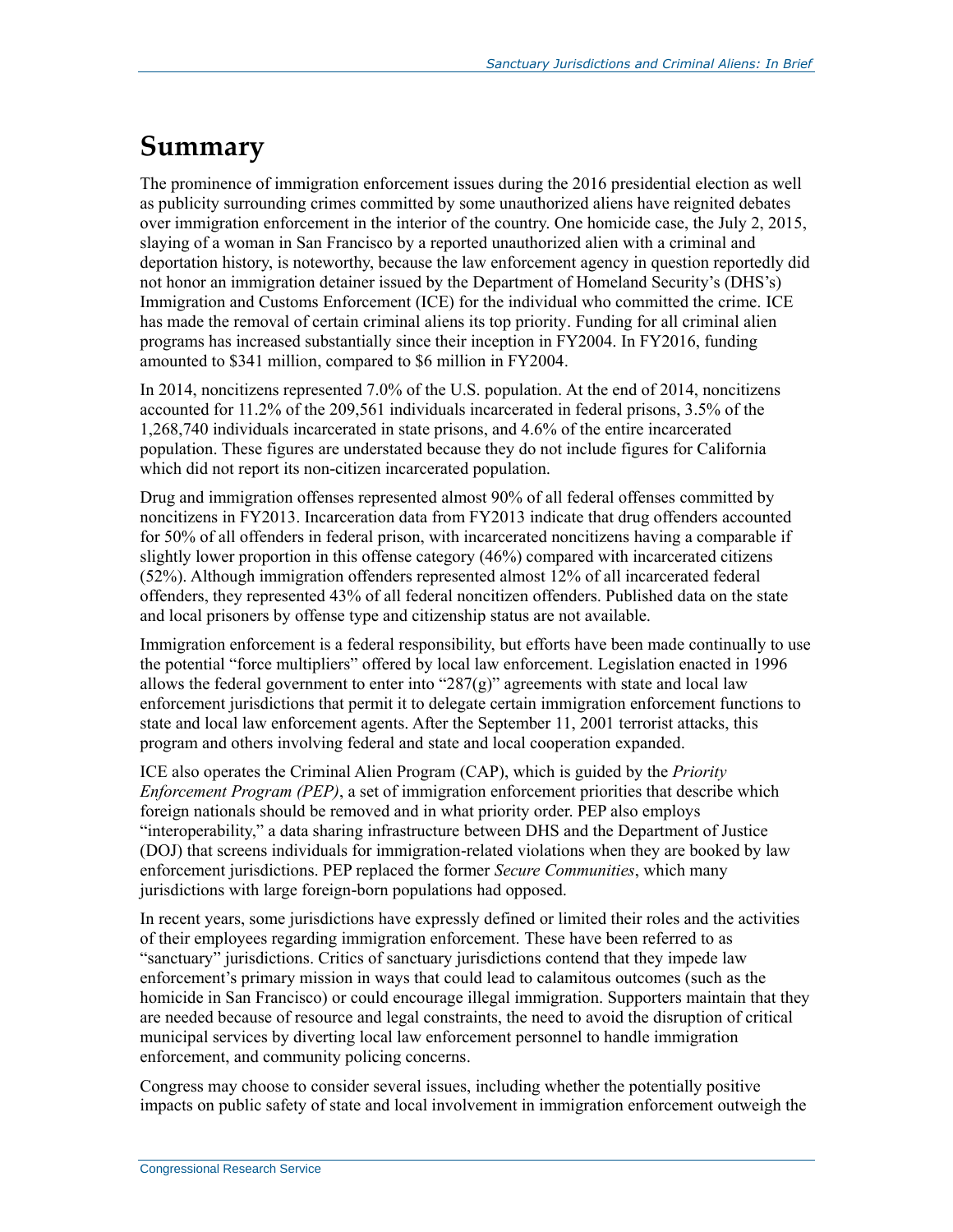# Summary

The prominence of immigration enforcement issues during the 2016 presidential election as well as publicity surrounding crimes committed by some unauthorized aliens have reignited debates over immigration enforcement in the interior of the country. One homicide case, the July 2, 2015, slaying of a woman in San Francisco by a reported unauthorized alien with a criminal and deportation history, is noteworthy, because the law enforcement agency in question reportedly did not honor an immigration detainer issued by the Department of Homeland Security's (DHS's) Immigration and Customs Enforcement (ICE) for the individual who committed the crime. ICE has made the removal of certain criminal aliens its top priority. Funding for all criminal alien programs has increased substantially since their inception in FY2004. In FY2016, funding amounted to $341 million, compared to $6 million in FY2004.

In 2014, noncitizens represented 7.0% of the U.S. population. At the end of 2014, noncitizens accounted for 11.2% of the 209,561 individuals incarcerated in federal prisons, 3.5% of the 1,268,740 individuals incarcerated in state prisons, and 4.6% of the entire incarcerated population. These figures are understated because they do not include figures for California which did not report its non-citizen incarcerated population.

Drug and immigration offenses represented almost 90% of all federal offenses committed by noncitizens in FY2013. Incarceration data from FY2013 indicate that drug offenders accounted for 50% of all offenders in federal prison, with incarcerated noncitizens having a comparable if slightly lower proportion in this offense category (46%) compared with incarcerated citizens (52%). Although immigration offenders represented almost 12% of all incarcerated federal offenders, they represented 43% of all federal noncitizen offenders. Published data on the state and local prisoners by offense type and citizenship status are not available.

Immigration enforcement is a federal responsibility, but efforts have been made continually to use the potential "force multipliers" offered by local law enforcement. Legislation enacted in 1996 allows the federal government to enter into "287(g)" agreements with state and local law enforcement jurisdictions that permit it to delegate certain immigration enforcement functions to state and local law enforcement agents. After the September 11, 2001 terrorist attacks, this program and others involving federal and state and local cooperation expanded.

ICE also operates the Criminal Alien Program (CAP), which is guided by the *Priority Enforcement Program (PEP)*, a set of immigration enforcement priorities that describe which foreign nationals should be removed and in what priority order. PEP also employs "interoperability," a data sharing infrastructure between DHS and the Department of Justice (DOJ) that screens individuals for immigration-related violations when they are booked by law enforcement jurisdictions. PEP replaced the former *Secure Communities*, which many jurisdictions with large foreign-born populations had opposed.

In recent years, some jurisdictions have expressly defined or limited their roles and the activities of their employees regarding immigration enforcement. These have been referred to as "sanctuary" jurisdictions. Critics of sanctuary jurisdictions contend that they impede law enforcement's primary mission in ways that could lead to calamitous outcomes (such as the homicide in San Francisco) or could encourage illegal immigration. Supporters maintain that they are needed because of resource and legal constraints, the need to avoid the disruption of critical municipal services by diverting local law enforcement personnel to handle immigration enforcement, and community policing concerns.

Congress may choose to consider several issues, including whether the potentially positive impacts on public safety of state and local involvement in immigration enforcement outweigh the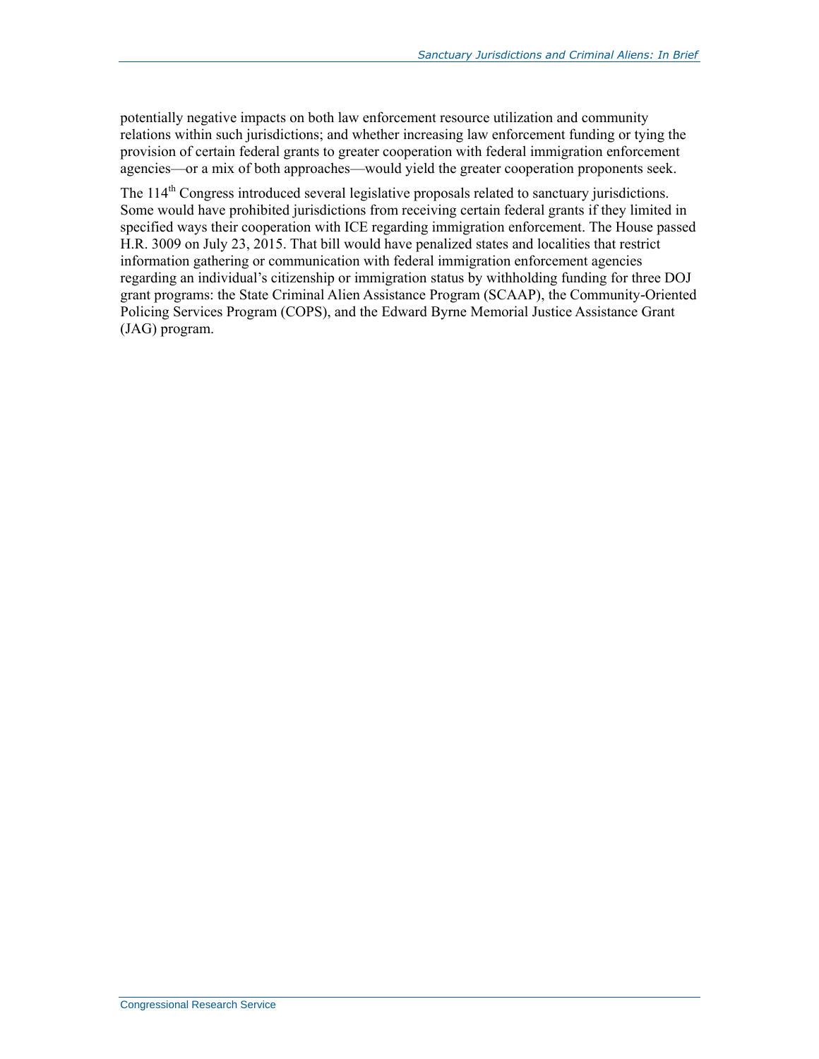potentially negative impacts on both law enforcement resource utilization and community relations within such jurisdictions; and whether increasing law enforcement funding or tying the provision of certain federal grants to greater cooperation with federal immigration enforcement agencies—or a mix of both approaches—would yield the greater cooperation proponents seek.

The 114th Congress introduced several legislative proposals related to sanctuary jurisdictions. Some would have prohibited jurisdictions from receiving certain federal grants if they limited in specified ways their cooperation with ICE regarding immigration enforcement. The House passed H.R. 3009 on July 23, 2015. That bill would have penalized states and localities that restrict information gathering or communication with federal immigration enforcement agencies regarding an individual's citizenship or immigration status by withholding funding for three DOJ grant programs: the State Criminal Alien Assistance Program (SCAAP), the Community-Oriented Policing Services Program (COPS), and the Edward Byrne Memorial Justice Assistance Grant (JAG) program.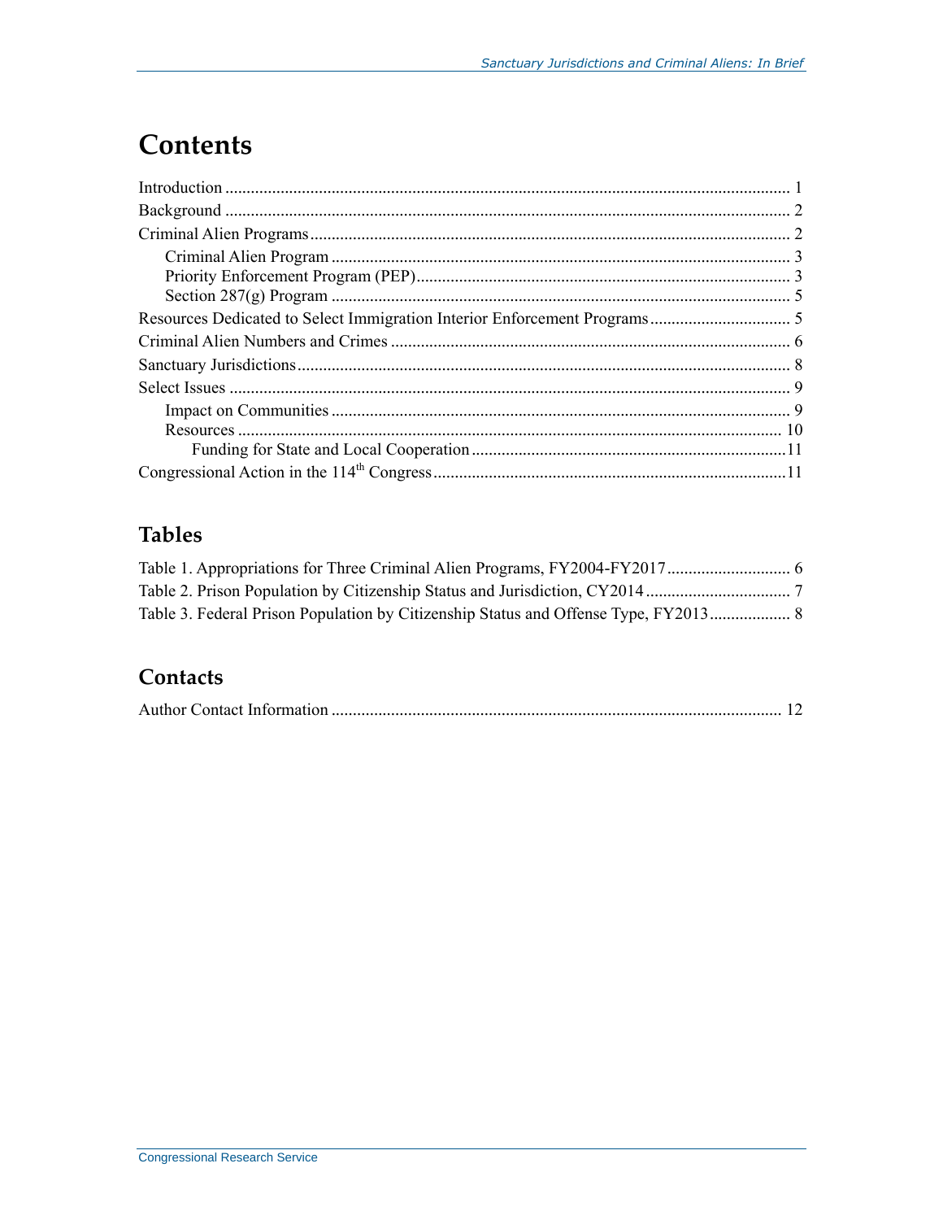# Contents

Introduction ..... 1
Background ..... 2
Criminal Alien Programs ..... 2
  Criminal Alien Program ..... 3
  Priority Enforcement Program (PEP) ..... 3
  Section 287(g) Program ..... 5
Resources Dedicated to Select Immigration Interior Enforcement Programs ..... 5
Criminal Alien Numbers and Crimes ..... 6
Sanctuary Jurisdictions ..... 8
Select Issues ..... 9
  Impact on Communities ..... 9
  Resources ..... 10
    Funding for State and Local Cooperation ..... 11
Congressional Action in the 114th Congress ..... 11

## Tables

Table 1. Appropriations for Three Criminal Alien Programs, FY2004-FY2017 ..... 6
Table 2. Prison Population by Citizenship Status and Jurisdiction, CY2014 ..... 7
Table 3. Federal Prison Population by Citizenship Status and Offense Type, FY2013 ..... 8

## Contacts

Author Contact Information ..... 12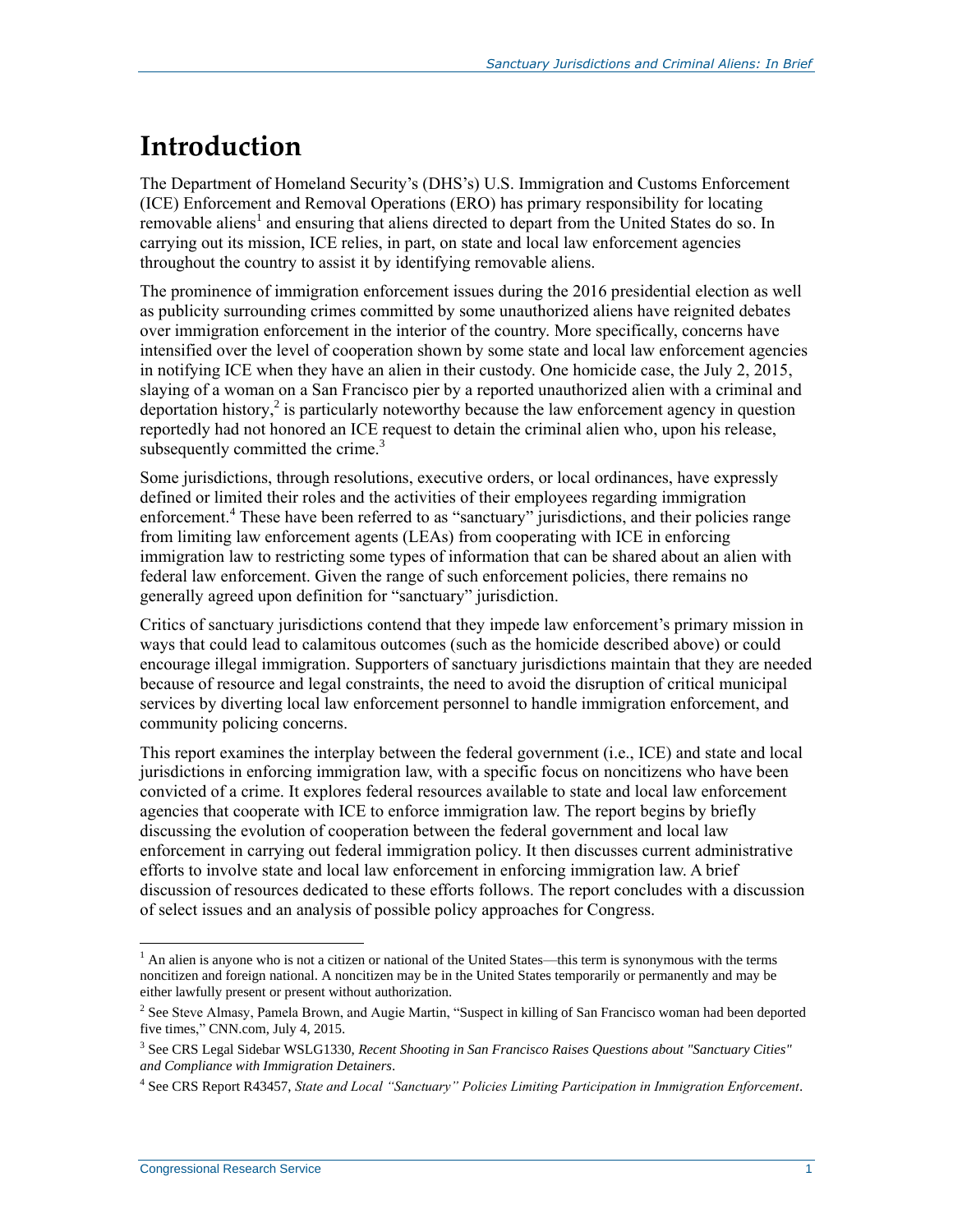# Introduction

The Department of Homeland Security's (DHS's) U.S. Immigration and Customs Enforcement (ICE) Enforcement and Removal Operations (ERO) has primary responsibility for locating removable aliens[1] and ensuring that aliens directed to depart from the United States do so. In carrying out its mission, ICE relies, in part, on state and local law enforcement agencies throughout the country to assist it by identifying removable aliens.

The prominence of immigration enforcement issues during the 2016 presidential election as well as publicity surrounding crimes committed by some unauthorized aliens have reignited debates over immigration enforcement in the interior of the country. More specifically, concerns have intensified over the level of cooperation shown by some state and local law enforcement agencies in notifying ICE when they have an alien in their custody. One homicide case, the July 2, 2015, slaying of a woman on a San Francisco pier by a reported unauthorized alien with a criminal and deportation history,[2] is particularly noteworthy because the law enforcement agency in question reportedly had not honored an ICE request to detain the criminal alien who, upon his release, subsequently committed the crime.[3]

Some jurisdictions, through resolutions, executive orders, or local ordinances, have expressly defined or limited their roles and the activities of their employees regarding immigration enforcement.[4] These have been referred to as "sanctuary" jurisdictions, and their policies range from limiting law enforcement agents (LEAs) from cooperating with ICE in enforcing immigration law to restricting some types of information that can be shared about an alien with federal law enforcement. Given the range of such enforcement policies, there remains no generally agreed upon definition for "sanctuary" jurisdiction.

Critics of sanctuary jurisdictions contend that they impede law enforcement's primary mission in ways that could lead to calamitous outcomes (such as the homicide described above) or could encourage illegal immigration. Supporters of sanctuary jurisdictions maintain that they are needed because of resource and legal constraints, the need to avoid the disruption of critical municipal services by diverting local law enforcement personnel to handle immigration enforcement, and community policing concerns.

This report examines the interplay between the federal government (i.e., ICE) and state and local jurisdictions in enforcing immigration law, with a specific focus on noncitizens who have been convicted of a crime. It explores federal resources available to state and local law enforcement agencies that cooperate with ICE to enforce immigration law. The report begins by briefly discussing the evolution of cooperation between the federal government and local law enforcement in carrying out federal immigration policy. It then discusses current administrative efforts to involve state and local law enforcement in enforcing immigration law. A brief discussion of resources dedicated to these efforts follows. The report concludes with a discussion of select issues and an analysis of possible policy approaches for Congress.

---

[1] An alien is anyone who is not a citizen or national of the United States—this term is synonymous with the terms noncitizen and foreign national. A noncitizen may be in the United States temporarily or permanently and may be either lawfully present or present without authorization.

[2] See Steve Almasy, Pamela Brown, and Augie Martin, "Suspect in killing of San Francisco woman had been deported five times," CNN.com, July 4, 2015.

[3] See CRS Legal Sidebar WSLG1330, *Recent Shooting in San Francisco Raises Questions about "Sanctuary Cities" and Compliance with Immigration Detainers*.

[4] See CRS Report R43457, *State and Local "Sanctuary" Policies Limiting Participation in Immigration Enforcement*.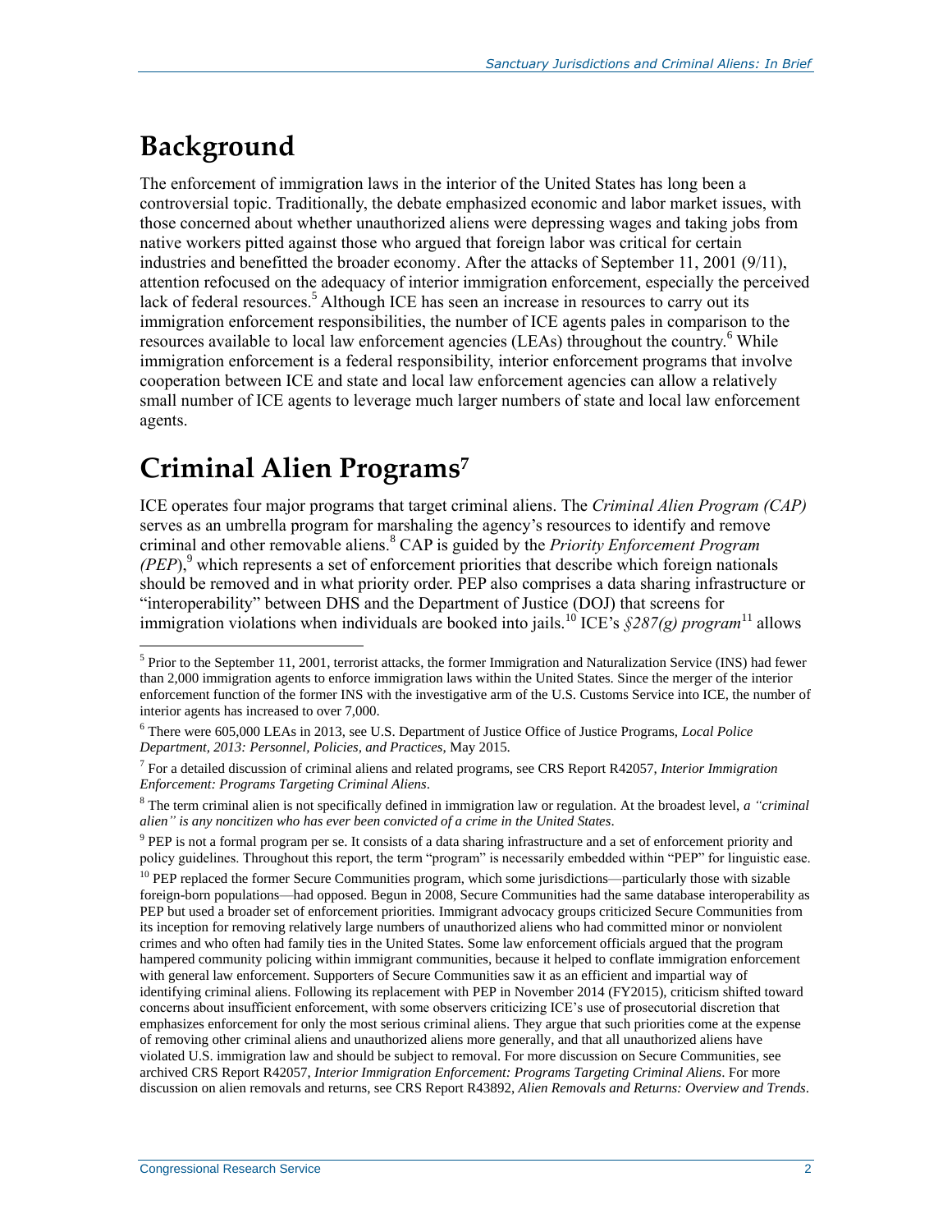## Background

The enforcement of immigration laws in the interior of the United States has long been a controversial topic. Traditionally, the debate emphasized economic and labor market issues, with those concerned about whether unauthorized aliens were depressing wages and taking jobs from native workers pitted against those who argued that foreign labor was critical for certain industries and benefitted the broader economy. After the attacks of September 11, 2001 (9/11), attention refocused on the adequacy of interior immigration enforcement, especially the perceived lack of federal resources.[5] Although ICE has seen an increase in resources to carry out its immigration enforcement responsibilities, the number of ICE agents pales in comparison to the resources available to local law enforcement agencies (LEAs) throughout the country.[6] While immigration enforcement is a federal responsibility, interior enforcement programs that involve cooperation between ICE and state and local law enforcement agencies can allow a relatively small number of ICE agents to leverage much larger numbers of state and local law enforcement agents.

## Criminal Alien Programs[7]

ICE operates four major programs that target criminal aliens. The *Criminal Alien Program (CAP)* serves as an umbrella program for marshaling the agency's resources to identify and remove criminal and other removable aliens.[8] CAP is guided by the *Priority Enforcement Program (PEP)*,[9] which represents a set of enforcement priorities that describe which foreign nationals should be removed and in what priority order. PEP also comprises a data sharing infrastructure or "interoperability" between DHS and the Department of Justice (DOJ) that screens for immigration violations when individuals are booked into jails.[10] ICE's *§287(g) program*[11] allows

---

[5] Prior to the September 11, 2001, terrorist attacks, the former Immigration and Naturalization Service (INS) had fewer than 2,000 immigration agents to enforce immigration laws within the United States. Since the merger of the interior enforcement function of the former INS with the investigative arm of the U.S. Customs Service into ICE, the number of interior agents has increased to over 7,000.

[6] There were 605,000 LEAs in 2013, see U.S. Department of Justice Office of Justice Programs, *Local Police Department, 2013: Personnel, Policies, and Practices*, May 2015.

[7] For a detailed discussion of criminal aliens and related programs, see CRS Report R42057, *Interior Immigration Enforcement: Programs Targeting Criminal Aliens*.

[8] The term criminal alien is not specifically defined in immigration law or regulation. At the broadest level, *a "criminal alien" is any noncitizen who has ever been convicted of a crime in the United States*.

[9] PEP is not a formal program per se. It consists of a data sharing infrastructure and a set of enforcement priority and policy guidelines. Throughout this report, the term "program" is necessarily embedded within "PEP" for linguistic ease.

[10] PEP replaced the former Secure Communities program, which some jurisdictions—particularly those with sizable foreign-born populations—had opposed. Begun in 2008, Secure Communities had the same database interoperability as PEP but used a broader set of enforcement priorities. Immigrant advocacy groups criticized Secure Communities from its inception for removing relatively large numbers of unauthorized aliens who had committed minor or nonviolent crimes and who often had family ties in the United States. Some law enforcement officials argued that the program hampered community policing within immigrant communities, because it helped to conflate immigration enforcement with general law enforcement. Supporters of Secure Communities saw it as an efficient and impartial way of identifying criminal aliens. Following its replacement with PEP in November 2014 (FY2015), criticism shifted toward concerns about insufficient enforcement, with some observers criticizing ICE's use of prosecutorial discretion that emphasizes enforcement for only the most serious criminal aliens. They argue that such priorities come at the expense of removing other criminal aliens and unauthorized aliens more generally, and that all unauthorized aliens have violated U.S. immigration law and should be subject to removal. For more discussion on Secure Communities, see archived CRS Report R42057, *Interior Immigration Enforcement: Programs Targeting Criminal Aliens*. For more discussion on alien removals and returns, see CRS Report R43892, *Alien Removals and Returns: Overview and Trends*.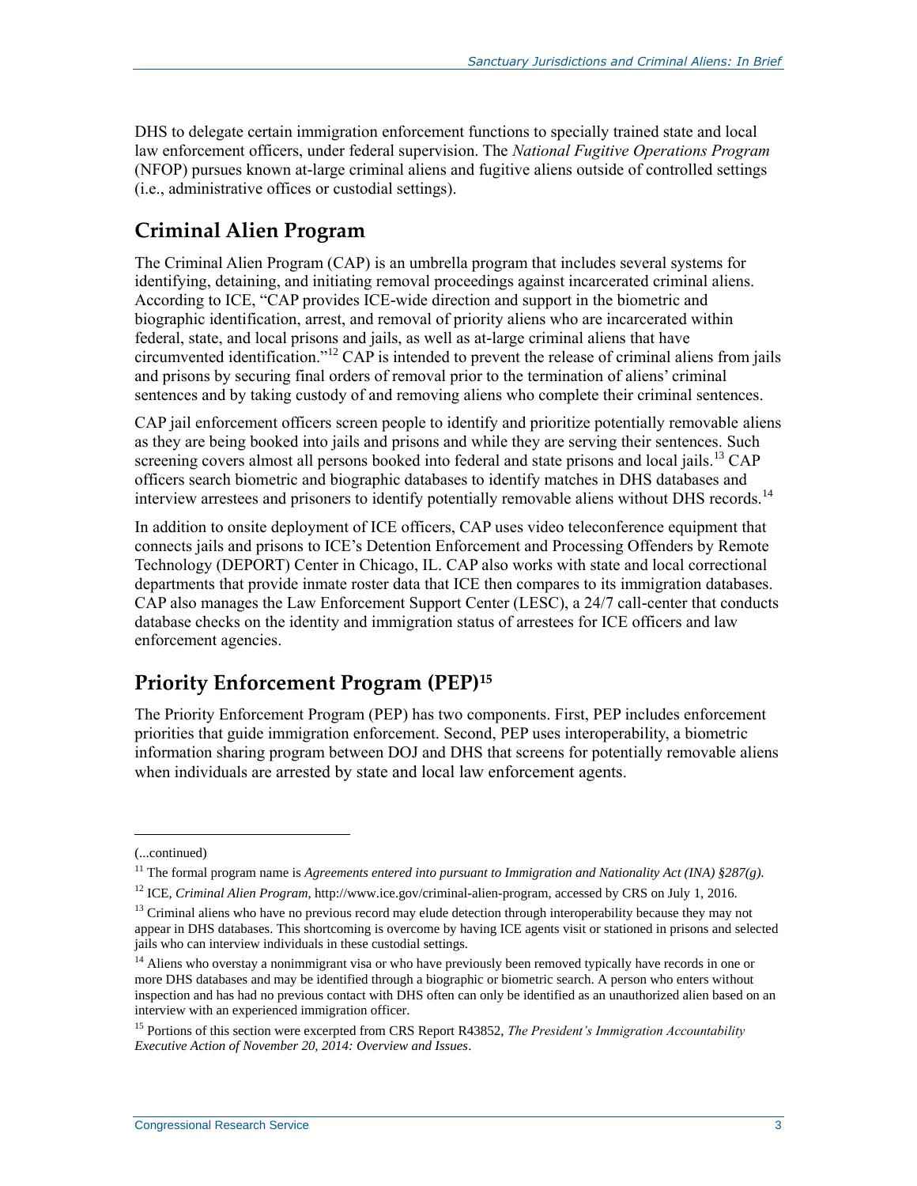DHS to delegate certain immigration enforcement functions to specially trained state and local law enforcement officers, under federal supervision. The *National Fugitive Operations Program* (NFOP) pursues known at-large criminal aliens and fugitive aliens outside of controlled settings (i.e., administrative offices or custodial settings).

## Criminal Alien Program

The Criminal Alien Program (CAP) is an umbrella program that includes several systems for identifying, detaining, and initiating removal proceedings against incarcerated criminal aliens. According to ICE, "CAP provides ICE-wide direction and support in the biometric and biographic identification, arrest, and removal of priority aliens who are incarcerated within federal, state, and local prisons and jails, as well as at-large criminal aliens that have circumvented identification."[12] CAP is intended to prevent the release of criminal aliens from jails and prisons by securing final orders of removal prior to the termination of aliens' criminal sentences and by taking custody of and removing aliens who complete their criminal sentences.

CAP jail enforcement officers screen people to identify and prioritize potentially removable aliens as they are being booked into jails and prisons and while they are serving their sentences. Such screening covers almost all persons booked into federal and state prisons and local jails.[13] CAP officers search biometric and biographic databases to identify matches in DHS databases and interview arrestees and prisoners to identify potentially removable aliens without DHS records.[14]

In addition to onsite deployment of ICE officers, CAP uses video teleconference equipment that connects jails and prisons to ICE's Detention Enforcement and Processing Offenders by Remote Technology (DEPORT) Center in Chicago, IL. CAP also works with state and local correctional departments that provide inmate roster data that ICE then compares to its immigration databases. CAP also manages the Law Enforcement Support Center (LESC), a 24/7 call-center that conducts database checks on the identity and immigration status of arrestees for ICE officers and law enforcement agencies.

## Priority Enforcement Program (PEP)[15]

The Priority Enforcement Program (PEP) has two components. First, PEP includes enforcement priorities that guide immigration enforcement. Second, PEP uses interoperability, a biometric information sharing program between DOJ and DHS that screens for potentially removable aliens when individuals are arrested by state and local law enforcement agents.

---

(...continued)

[11] The formal program name is *Agreements entered into pursuant to Immigration and Nationality Act (INA) §287(g)*.

[12] ICE, *Criminal Alien Program*, http://www.ice.gov/criminal-alien-program, accessed by CRS on July 1, 2016.

[13] Criminal aliens who have no previous record may elude detection through interoperability because they may not appear in DHS databases. This shortcoming is overcome by having ICE agents visit or stationed in prisons and selected jails who can interview individuals in these custodial settings.

[14] Aliens who overstay a nonimmigrant visa or who have previously been removed typically have records in one or more DHS databases and may be identified through a biographic or biometric search. A person who enters without inspection and has had no previous contact with DHS often can only be identified as an unauthorized alien based on an interview with an experienced immigration officer.

[15] Portions of this section were excerpted from CRS Report R43852, *The President's Immigration Accountability Executive Action of November 20, 2014: Overview and Issues*.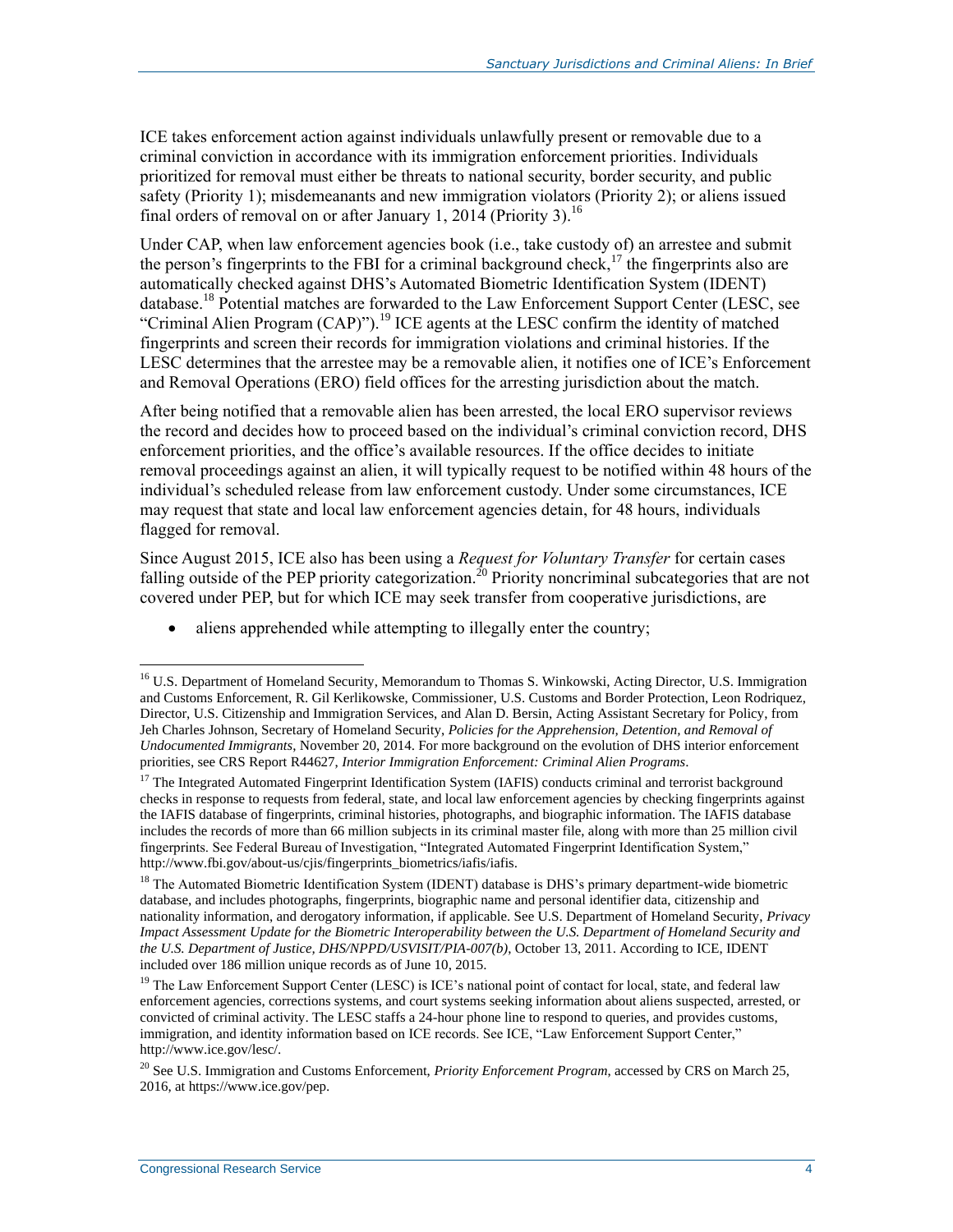ICE takes enforcement action against individuals unlawfully present or removable due to a criminal conviction in accordance with its immigration enforcement priorities. Individuals prioritized for removal must either be threats to national security, border security, and public safety (Priority 1); misdemeanants and new immigration violators (Priority 2); or aliens issued final orders of removal on or after January 1, 2014 (Priority 3).[16]

Under CAP, when law enforcement agencies book (i.e., take custody of) an arrestee and submit the person's fingerprints to the FBI for a criminal background check,[17] the fingerprints also are automatically checked against DHS's Automated Biometric Identification System (IDENT) database.[18] Potential matches are forwarded to the Law Enforcement Support Center (LESC, see "Criminal Alien Program (CAP)").[19] ICE agents at the LESC confirm the identity of matched fingerprints and screen their records for immigration violations and criminal histories. If the LESC determines that the arrestee may be a removable alien, it notifies one of ICE's Enforcement and Removal Operations (ERO) field offices for the arresting jurisdiction about the match.

After being notified that a removable alien has been arrested, the local ERO supervisor reviews the record and decides how to proceed based on the individual's criminal conviction record, DHS enforcement priorities, and the office's available resources. If the office decides to initiate removal proceedings against an alien, it will typically request to be notified within 48 hours of the individual's scheduled release from law enforcement custody. Under some circumstances, ICE may request that state and local law enforcement agencies detain, for 48 hours, individuals flagged for removal.

Since August 2015, ICE also has been using a *Request for Voluntary Transfer* for certain cases falling outside of the PEP priority categorization.[20] Priority noncriminal subcategories that are not covered under PEP, but for which ICE may seek transfer from cooperative jurisdictions, are

- aliens apprehended while attempting to illegally enter the country;

---

[16] U.S. Department of Homeland Security, Memorandum to Thomas S. Winkowski, Acting Director, U.S. Immigration and Customs Enforcement, R. Gil Kerlikowske, Commissioner, U.S. Customs and Border Protection, Leon Rodriquez, Director, U.S. Citizenship and Immigration Services, and Alan D. Bersin, Acting Assistant Secretary for Policy, from Jeh Charles Johnson, Secretary of Homeland Security, *Policies for the Apprehension, Detention, and Removal of Undocumented Immigrants*, November 20, 2014. For more background on the evolution of DHS interior enforcement priorities, see CRS Report R44627, *Interior Immigration Enforcement: Criminal Alien Programs*.

[17] The Integrated Automated Fingerprint Identification System (IAFIS) conducts criminal and terrorist background checks in response to requests from federal, state, and local law enforcement agencies by checking fingerprints against the IAFIS database of fingerprints, criminal histories, photographs, and biographic information. The IAFIS database includes the records of more than 66 million subjects in its criminal master file, along with more than 25 million civil fingerprints. See Federal Bureau of Investigation, "Integrated Automated Fingerprint Identification System," http://www.fbi.gov/about-us/cjis/fingerprints_biometrics/iafis/iafis.

[18] The Automated Biometric Identification System (IDENT) database is DHS's primary department-wide biometric database, and includes photographs, fingerprints, biographic name and personal identifier data, citizenship and nationality information, and derogatory information, if applicable. See U.S. Department of Homeland Security, *Privacy Impact Assessment Update for the Biometric Interoperability between the U.S. Department of Homeland Security and the U.S. Department of Justice, DHS/NPPD/USVISIT/PIA-007(b)*, October 13, 2011. According to ICE, IDENT included over 186 million unique records as of June 10, 2015.

[19] The Law Enforcement Support Center (LESC) is ICE's national point of contact for local, state, and federal law enforcement agencies, corrections systems, and court systems seeking information about aliens suspected, arrested, or convicted of criminal activity. The LESC staffs a 24-hour phone line to respond to queries, and provides customs, immigration, and identity information based on ICE records. See ICE, "Law Enforcement Support Center," http://www.ice.gov/lesc/.

[20] See U.S. Immigration and Customs Enforcement, *Priority Enforcement Program*, accessed by CRS on March 25, 2016, at https://www.ice.gov/pep.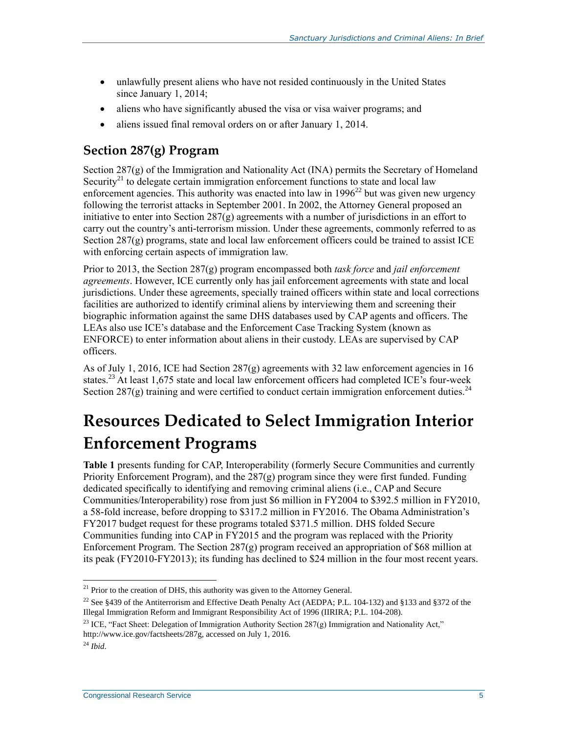- unlawfully present aliens who have not resided continuously in the United States since January 1, 2014;
- aliens who have significantly abused the visa or visa waiver programs; and
- aliens issued final removal orders on or after January 1, 2014.

## Section 287(g) Program

Section 287(g) of the Immigration and Nationality Act (INA) permits the Secretary of Homeland Security[21] to delegate certain immigration enforcement functions to state and local law enforcement agencies. This authority was enacted into law in 1996[22] but was given new urgency following the terrorist attacks in September 2001. In 2002, the Attorney General proposed an initiative to enter into Section 287(g) agreements with a number of jurisdictions in an effort to carry out the country's anti-terrorism mission. Under these agreements, commonly referred to as Section 287(g) programs, state and local law enforcement officers could be trained to assist ICE with enforcing certain aspects of immigration law.

Prior to 2013, the Section 287(g) program encompassed both *task force* and *jail enforcement agreements*. However, ICE currently only has jail enforcement agreements with state and local jurisdictions. Under these agreements, specially trained officers within state and local corrections facilities are authorized to identify criminal aliens by interviewing them and screening their biographic information against the same DHS databases used by CAP agents and officers. The LEAs also use ICE's database and the Enforcement Case Tracking System (known as ENFORCE) to enter information about aliens in their custody. LEAs are supervised by CAP officers.

As of July 1, 2016, ICE had Section 287(g) agreements with 32 law enforcement agencies in 16 states.[23] At least 1,675 state and local law enforcement officers had completed ICE's four-week Section 287(g) training and were certified to conduct certain immigration enforcement duties.[24]

# Resources Dedicated to Select Immigration Interior Enforcement Programs

**Table 1** presents funding for CAP, Interoperability (formerly Secure Communities and currently Priority Enforcement Program), and the 287(g) program since they were first funded. Funding dedicated specifically to identifying and removing criminal aliens (i.e., CAP and Secure Communities/Interoperability) rose from just $6 million in FY2004 to $392.5 million in FY2010, a 58-fold increase, before dropping to $317.2 million in FY2016. The Obama Administration's FY2017 budget request for these programs totaled $371.5 million. DHS folded Secure Communities funding into CAP in FY2015 and the program was replaced with the Priority Enforcement Program. The Section 287(g) program received an appropriation of $68 million at its peak (FY2010-FY2013); its funding has declined to $24 million in the four most recent years.

[21] Prior to the creation of DHS, this authority was given to the Attorney General.

[22] See §439 of the Antiterrorism and Effective Death Penalty Act (AEDPA; P.L. 104-132) and §133 and §372 of the Illegal Immigration Reform and Immigrant Responsibility Act of 1996 (IIRIRA; P.L. 104-208).

[23] ICE, "Fact Sheet: Delegation of Immigration Authority Section 287(g) Immigration and Nationality Act," http://www.ice.gov/factsheets/287g, accessed on July 1, 2016.

[24] *Ibid.*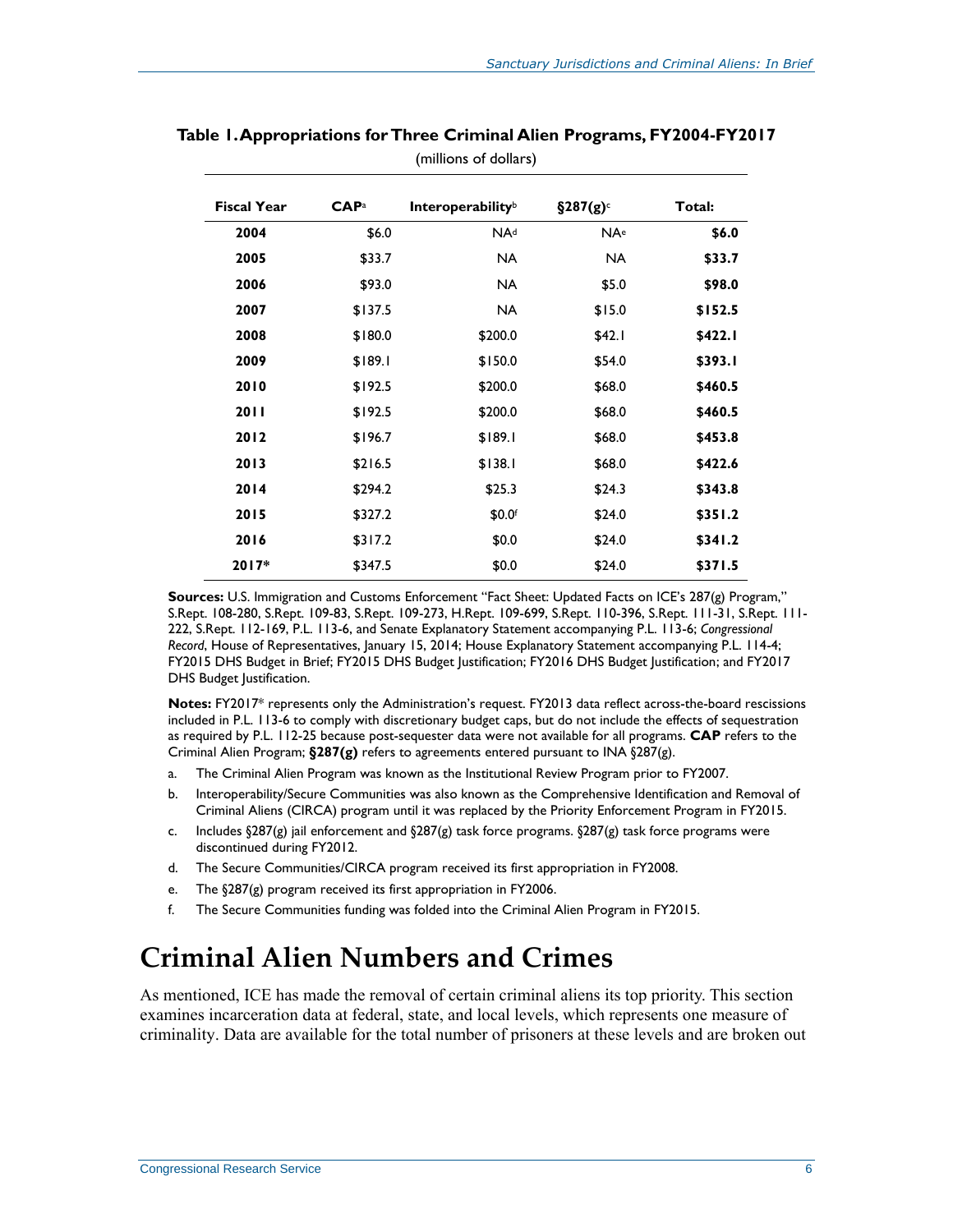**Table 1. Appropriations for Three Criminal Alien Programs, FY2004-FY2017**

(millions of dollars)

| Fiscal Year | CAP[a] | Interoperability[b] | §287(g)[c] | Total: |
|---|---|---|---|---|
| 2004 | $6.0 | NA[d] | NA[e] | **$6.0** |
| 2005 | $33.7 | NA | NA | **$33.7** |
| 2006 | $93.0 | NA | $5.0 | **$98.0** |
| 2007 | $137.5 | NA | $15.0 | **$152.5** |
| 2008 | $180.0 | $200.0 | $42.1 | **$422.1** |
| 2009 | $189.1 | $150.0 | $54.0 | **$393.1** |
| 2010 | $192.5 | $200.0 | $68.0 | **$460.5** |
| 2011 | $192.5 | $200.0 | $68.0 | **$460.5** |
| 2012 | $196.7 | $189.1 | $68.0 | **$453.8** |
| 2013 | $216.5 | $138.1 | $68.0 | **$422.6** |
| 2014 | $294.2 | $25.3 | $24.3 | **$343.8** |
| 2015 | $327.2 | $0.0[f] | $24.0 | **$351.2** |
| 2016 | $317.2 | $0.0 | $24.0 | **$341.2** |
| 2017* | $347.5 | $0.0 | $24.0 | **$371.5** |

**Sources:** U.S. Immigration and Customs Enforcement "Fact Sheet: Updated Facts on ICE's 287(g) Program," S.Rept. 108-280, S.Rept. 109-83, S.Rept. 109-273, H.Rept. 109-699, S.Rept. 110-396, S.Rept. 111-31, S.Rept. 111-222, S.Rept. 112-169, P.L. 113-6, and Senate Explanatory Statement accompanying P.L. 113-6; *Congressional Record*, House of Representatives, January 15, 2014; House Explanatory Statement accompanying P.L. 114-4; FY2015 DHS Budget in Brief; FY2015 DHS Budget Justification; FY2016 DHS Budget Justification; and FY2017 DHS Budget Justification.

**Notes:** FY2017* represents only the Administration's request. FY2013 data reflect across-the-board rescissions included in P.L. 113-6 to comply with discretionary budget caps, but do not include the effects of sequestration as required by P.L. 112-25 because post-sequester data were not available for all programs. **CAP** refers to the Criminal Alien Program; **§287(g)** refers to agreements entered pursuant to INA §287(g).

a. The Criminal Alien Program was known as the Institutional Review Program prior to FY2007.

b. Interoperability/Secure Communities was also known as the Comprehensive Identification and Removal of Criminal Aliens (CIRCA) program until it was replaced by the Priority Enforcement Program in FY2015.

c. Includes §287(g) jail enforcement and §287(g) task force programs. §287(g) task force programs were discontinued during FY2012.

d. The Secure Communities/CIRCA program received its first appropriation in FY2008.

e. The §287(g) program received its first appropriation in FY2006.

f. The Secure Communities funding was folded into the Criminal Alien Program in FY2015.

# Criminal Alien Numbers and Crimes

As mentioned, ICE has made the removal of certain criminal aliens its top priority. This section examines incarceration data at federal, state, and local levels, which represents one measure of criminality. Data are available for the total number of prisoners at these levels and are broken out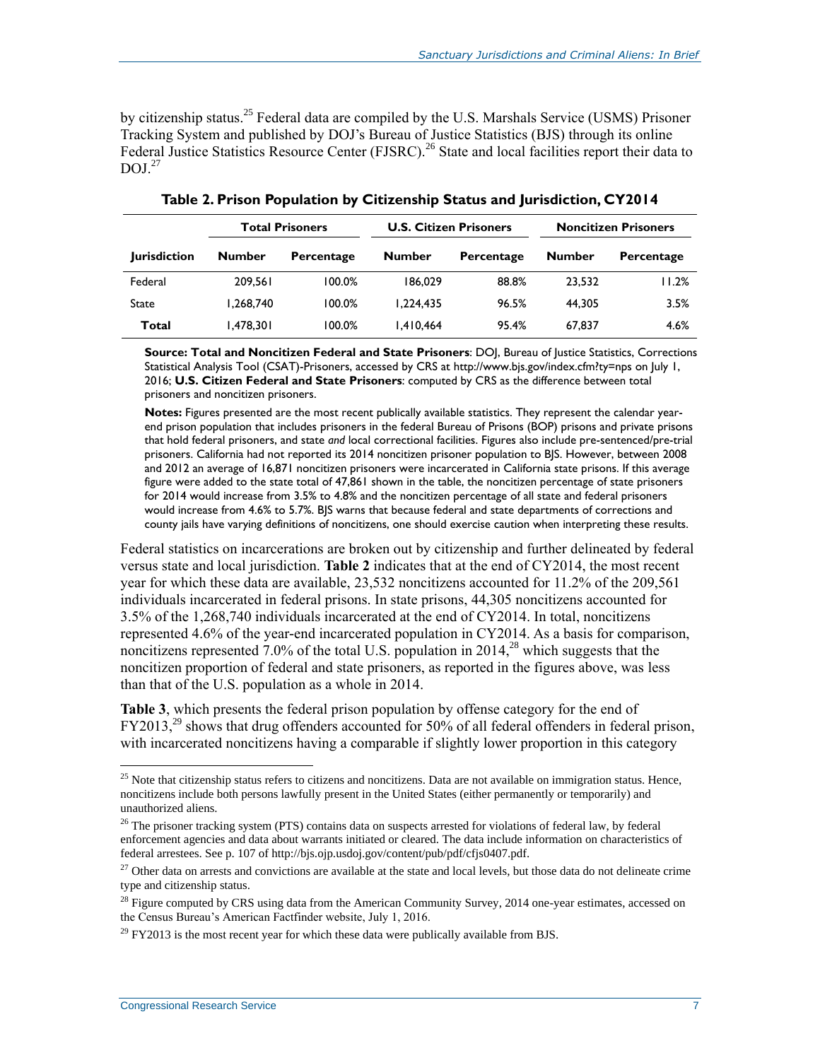by citizenship status.[25] Federal data are compiled by the U.S. Marshals Service (USMS) Prisoner Tracking System and published by DOJ's Bureau of Justice Statistics (BJS) through its online Federal Justice Statistics Resource Center (FJSRC).[26] State and local facilities report their data to DOJ.[27]

**Table 2. Prison Population by Citizenship Status and Jurisdiction, CY2014**

| | Total Prisoners | | U.S. Citizen Prisoners | | Noncitizen Prisoners | |
|---|---|---|---|---|---|---|
| **Jurisdiction** | **Number** | **Percentage** | **Number** | **Percentage** | **Number** | **Percentage** |
| Federal | 209,561 | 100.0% | 186,029 | 88.8% | 23,532 | 11.2% |
| State | 1,268,740 | 100.0% | 1,224,435 | 96.5% | 44,305 | 3.5% |
| **Total** | 1,478,301 | 100.0% | 1,410,464 | 95.4% | 67,837 | 4.6% |

**Source: Total and Noncitizen Federal and State Prisoners**: DOJ, Bureau of Justice Statistics, Corrections Statistical Analysis Tool (CSAT)-Prisoners, accessed by CRS at http://www.bjs.gov/index.cfm?ty=nps on July 1, 2016; **U.S. Citizen Federal and State Prisoners**: computed by CRS as the difference between total prisoners and noncitizen prisoners.

**Notes:** Figures presented are the most recent publically available statistics. They represent the calendar year-end prison population that includes prisoners in the federal Bureau of Prisons (BOP) prisons and private prisons that hold federal prisoners, and state *and* local correctional facilities. Figures also include pre-sentenced/pre-trial prisoners. California had not reported its 2014 noncitizen prisoner population to BJS. However, between 2008 and 2012 an average of 16,871 noncitizen prisoners were incarcerated in California state prisons. If this average figure were added to the state total of 47,861 shown in the table, the noncitizen percentage of state prisoners for 2014 would increase from 3.5% to 4.8% and the noncitizen percentage of all state and federal prisoners would increase from 4.6% to 5.7%. BJS warns that because federal and state departments of corrections and county jails have varying definitions of noncitizens, one should exercise caution when interpreting these results.

Federal statistics on incarcerations are broken out by citizenship and further delineated by federal versus state and local jurisdiction. **Table 2** indicates that at the end of CY2014, the most recent year for which these data are available, 23,532 noncitizens accounted for 11.2% of the 209,561 individuals incarcerated in federal prisons. In state prisons, 44,305 noncitizens accounted for 3.5% of the 1,268,740 individuals incarcerated at the end of CY2014. In total, noncitizens represented 4.6% of the year-end incarcerated population in CY2014. As a basis for comparison, noncitizens represented 7.0% of the total U.S. population in 2014,[28] which suggests that the noncitizen proportion of federal and state prisoners, as reported in the figures above, was less than that of the U.S. population as a whole in 2014.

**Table 3**, which presents the federal prison population by offense category for the end of FY2013,[29] shows that drug offenders accounted for 50% of all federal offenders in federal prison, with incarcerated noncitizens having a comparable if slightly lower proportion in this category

[25] Note that citizenship status refers to citizens and noncitizens. Data are not available on immigration status. Hence, noncitizens include both persons lawfully present in the United States (either permanently or temporarily) and unauthorized aliens.

[26] The prisoner tracking system (PTS) contains data on suspects arrested for violations of federal law, by federal enforcement agencies and data about warrants initiated or cleared. The data include information on characteristics of federal arrestees. See p. 107 of http://bjs.ojp.usdoj.gov/content/pub/pdf/cfjs0407.pdf.

[27] Other data on arrests and convictions are available at the state and local levels, but those data do not delineate crime type and citizenship status.

[28] Figure computed by CRS using data from the American Community Survey, 2014 one-year estimates, accessed on the Census Bureau's American Factfinder website, July 1, 2016.

[29] FY2013 is the most recent year for which these data were publically available from BJS.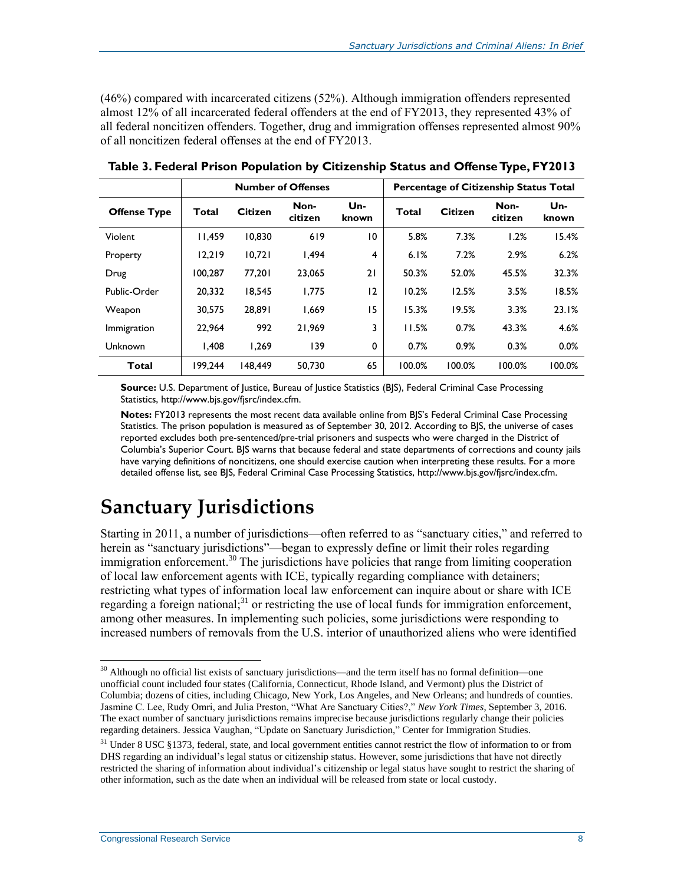(46%) compared with incarcerated citizens (52%). Although immigration offenders represented almost 12% of all incarcerated federal offenders at the end of FY2013, they represented 43% of all federal noncitizen offenders. Together, drug and immigration offenses represented almost 90% of all noncitizen federal offenses at the end of FY2013.

**Table 3. Federal Prison Population by Citizenship Status and Offense Type, FY2013**

| | Number of Offenses | | | | Percentage of Citizenship Status Total | | | |
|---|---|---|---|---|---|---|---|---|
| **Offense Type** | **Total** | **Citizen** | **Non-citizen** | **Un-known** | **Total** | **Citizen** | **Non-citizen** | **Un-known** |
| Violent | 11,459 | 10,830 | 619 | 10 | 5.8% | 7.3% | 1.2% | 15.4% |
| Property | 12,219 | 10,721 | 1,494 | 4 | 6.1% | 7.2% | 2.9% | 6.2% |
| Drug | 100,287 | 77,201 | 23,065 | 21 | 50.3% | 52.0% | 45.5% | 32.3% |
| Public-Order | 20,332 | 18,545 | 1,775 | 12 | 10.2% | 12.5% | 3.5% | 18.5% |
| Weapon | 30,575 | 28,891 | 1,669 | 15 | 15.3% | 19.5% | 3.3% | 23.1% |
| Immigration | 22,964 | 992 | 21,969 | 3 | 11.5% | 0.7% | 43.3% | 4.6% |
| Unknown | 1,408 | 1,269 | 139 | 0 | 0.7% | 0.9% | 0.3% | 0.0% |
| **Total** | 199,244 | 148,449 | 50,730 | 65 | 100.0% | 100.0% | 100.0% | 100.0% |

**Source:** U.S. Department of Justice, Bureau of Justice Statistics (BJS), Federal Criminal Case Processing Statistics, http://www.bjs.gov/fjsrc/index.cfm.

**Notes:** FY2013 represents the most recent data available online from BJS's Federal Criminal Case Processing Statistics. The prison population is measured as of September 30, 2012. According to BJS, the universe of cases reported excludes both pre-sentenced/pre-trial prisoners and suspects who were charged in the District of Columbia's Superior Court. BJS warns that because federal and state departments of corrections and county jails have varying definitions of noncitizens, one should exercise caution when interpreting these results. For a more detailed offense list, see BJS, Federal Criminal Case Processing Statistics, http://www.bjs.gov/fjsrc/index.cfm.

# Sanctuary Jurisdictions

Starting in 2011, a number of jurisdictions—often referred to as "sanctuary cities," and referred to herein as "sanctuary jurisdictions"—began to expressly define or limit their roles regarding immigration enforcement.[30] The jurisdictions have policies that range from limiting cooperation of local law enforcement agents with ICE, typically regarding compliance with detainers; restricting what types of information local law enforcement can inquire about or share with ICE regarding a foreign national;[31] or restricting the use of local funds for immigration enforcement, among other measures. In implementing such policies, some jurisdictions were responding to increased numbers of removals from the U.S. interior of unauthorized aliens who were identified

[30] Although no official list exists of sanctuary jurisdictions—and the term itself has no formal definition—one unofficial count included four states (California, Connecticut, Rhode Island, and Vermont) plus the District of Columbia; dozens of cities, including Chicago, New York, Los Angeles, and New Orleans; and hundreds of counties. Jasmine C. Lee, Rudy Omri, and Julia Preston, "What Are Sanctuary Cities?," *New York Times*, September 3, 2016. The exact number of sanctuary jurisdictions remains imprecise because jurisdictions regularly change their policies regarding detainers. Jessica Vaughan, "Update on Sanctuary Jurisdiction," Center for Immigration Studies.

[31] Under 8 USC §1373, federal, state, and local government entities cannot restrict the flow of information to or from DHS regarding an individual's legal status or citizenship status. However, some jurisdictions that have not directly restricted the sharing of information about individual's citizenship or legal status have sought to restrict the sharing of other information, such as the date when an individual will be released from state or local custody.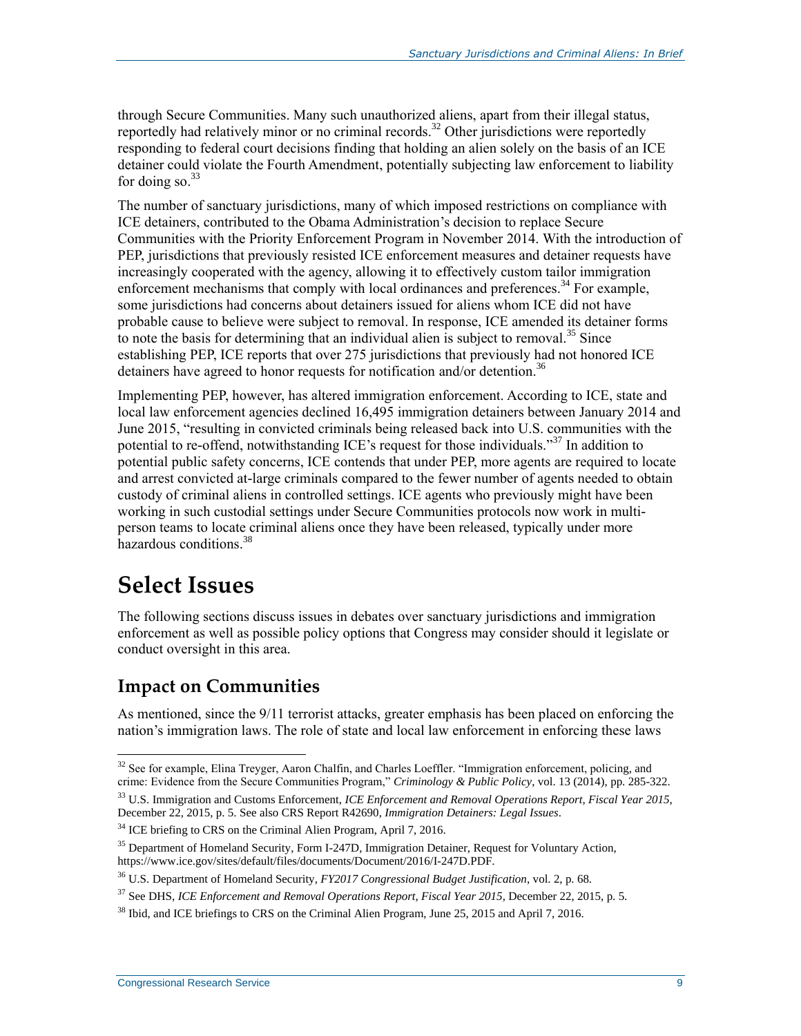through Secure Communities. Many such unauthorized aliens, apart from their illegal status, reportedly had relatively minor or no criminal records.[32] Other jurisdictions were reportedly responding to federal court decisions finding that holding an alien solely on the basis of an ICE detainer could violate the Fourth Amendment, potentially subjecting law enforcement to liability for doing so.[33]

The number of sanctuary jurisdictions, many of which imposed restrictions on compliance with ICE detainers, contributed to the Obama Administration's decision to replace Secure Communities with the Priority Enforcement Program in November 2014. With the introduction of PEP, jurisdictions that previously resisted ICE enforcement measures and detainer requests have increasingly cooperated with the agency, allowing it to effectively custom tailor immigration enforcement mechanisms that comply with local ordinances and preferences.[34] For example, some jurisdictions had concerns about detainers issued for aliens whom ICE did not have probable cause to believe were subject to removal. In response, ICE amended its detainer forms to note the basis for determining that an individual alien is subject to removal.[35] Since establishing PEP, ICE reports that over 275 jurisdictions that previously had not honored ICE detainers have agreed to honor requests for notification and/or detention.[36]

Implementing PEP, however, has altered immigration enforcement. According to ICE, state and local law enforcement agencies declined 16,495 immigration detainers between January 2014 and June 2015, "resulting in convicted criminals being released back into U.S. communities with the potential to re-offend, notwithstanding ICE's request for those individuals."[37] In addition to potential public safety concerns, ICE contends that under PEP, more agents are required to locate and arrest convicted at-large criminals compared to the fewer number of agents needed to obtain custody of criminal aliens in controlled settings. ICE agents who previously might have been working in such custodial settings under Secure Communities protocols now work in multi-person teams to locate criminal aliens once they have been released, typically under more hazardous conditions.[38]

# Select Issues

The following sections discuss issues in debates over sanctuary jurisdictions and immigration enforcement as well as possible policy options that Congress may consider should it legislate or conduct oversight in this area.

## Impact on Communities

As mentioned, since the 9/11 terrorist attacks, greater emphasis has been placed on enforcing the nation's immigration laws. The role of state and local law enforcement in enforcing these laws

---

[32] See for example, Elina Treyger, Aaron Chalfin, and Charles Loeffler. "Immigration enforcement, policing, and crime: Evidence from the Secure Communities Program," *Criminology & Public Policy*, vol. 13 (2014), pp. 285-322.

[33] U.S. Immigration and Customs Enforcement, *ICE Enforcement and Removal Operations Report, Fiscal Year 2015*, December 22, 2015, p. 5. See also CRS Report R42690, *Immigration Detainers: Legal Issues*.

[34] ICE briefing to CRS on the Criminal Alien Program, April 7, 2016.

[35] Department of Homeland Security, Form I-247D, Immigration Detainer, Request for Voluntary Action, https://www.ice.gov/sites/default/files/documents/Document/2016/I-247D.PDF.

[36] U.S. Department of Homeland Security, *FY2017 Congressional Budget Justification*, vol. 2, p. 68.

[37] See DHS, *ICE Enforcement and Removal Operations Report, Fiscal Year 2015*, December 22, 2015, p. 5.

[38] Ibid, and ICE briefings to CRS on the Criminal Alien Program, June 25, 2015 and April 7, 2016.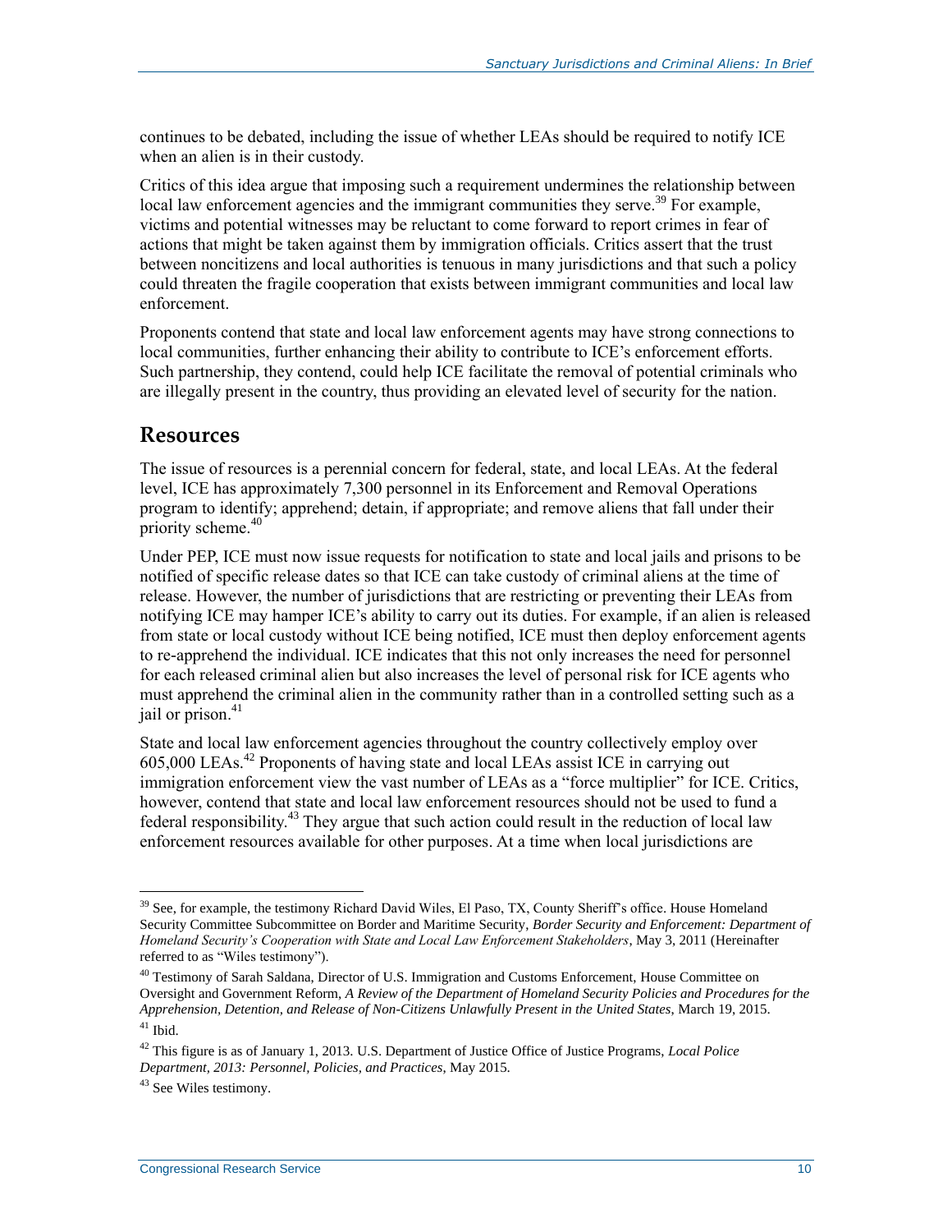continues to be debated, including the issue of whether LEAs should be required to notify ICE when an alien is in their custody.

Critics of this idea argue that imposing such a requirement undermines the relationship between local law enforcement agencies and the immigrant communities they serve.[39] For example, victims and potential witnesses may be reluctant to come forward to report crimes in fear of actions that might be taken against them by immigration officials. Critics assert that the trust between noncitizens and local authorities is tenuous in many jurisdictions and that such a policy could threaten the fragile cooperation that exists between immigrant communities and local law enforcement.

Proponents contend that state and local law enforcement agents may have strong connections to local communities, further enhancing their ability to contribute to ICE's enforcement efforts. Such partnership, they contend, could help ICE facilitate the removal of potential criminals who are illegally present in the country, thus providing an elevated level of security for the nation.

## Resources

The issue of resources is a perennial concern for federal, state, and local LEAs. At the federal level, ICE has approximately 7,300 personnel in its Enforcement and Removal Operations program to identify; apprehend; detain, if appropriate; and remove aliens that fall under their priority scheme.[40]

Under PEP, ICE must now issue requests for notification to state and local jails and prisons to be notified of specific release dates so that ICE can take custody of criminal aliens at the time of release. However, the number of jurisdictions that are restricting or preventing their LEAs from notifying ICE may hamper ICE's ability to carry out its duties. For example, if an alien is released from state or local custody without ICE being notified, ICE must then deploy enforcement agents to re-apprehend the individual. ICE indicates that this not only increases the need for personnel for each released criminal alien but also increases the level of personal risk for ICE agents who must apprehend the criminal alien in the community rather than in a controlled setting such as a jail or prison.[41]

State and local law enforcement agencies throughout the country collectively employ over 605,000 LEAs.[42] Proponents of having state and local LEAs assist ICE in carrying out immigration enforcement view the vast number of LEAs as a "force multiplier" for ICE. Critics, however, contend that state and local law enforcement resources should not be used to fund a federal responsibility.[43] They argue that such action could result in the reduction of local law enforcement resources available for other purposes. At a time when local jurisdictions are

---

[39] See, for example, the testimony Richard David Wiles, El Paso, TX, County Sheriff's office. House Homeland Security Committee Subcommittee on Border and Maritime Security, *Border Security and Enforcement: Department of Homeland Security's Cooperation with State and Local Law Enforcement Stakeholders*, May 3, 2011 (Hereinafter referred to as "Wiles testimony").

[40] Testimony of Sarah Saldana, Director of U.S. Immigration and Customs Enforcement, House Committee on Oversight and Government Reform, *A Review of the Department of Homeland Security Policies and Procedures for the Apprehension, Detention, and Release of Non-Citizens Unlawfully Present in the United States*, March 19, 2015.

[41] Ibid.

[42] This figure is as of January 1, 2013. U.S. Department of Justice Office of Justice Programs, *Local Police Department, 2013: Personnel, Policies, and Practices*, May 2015.

[43] See Wiles testimony.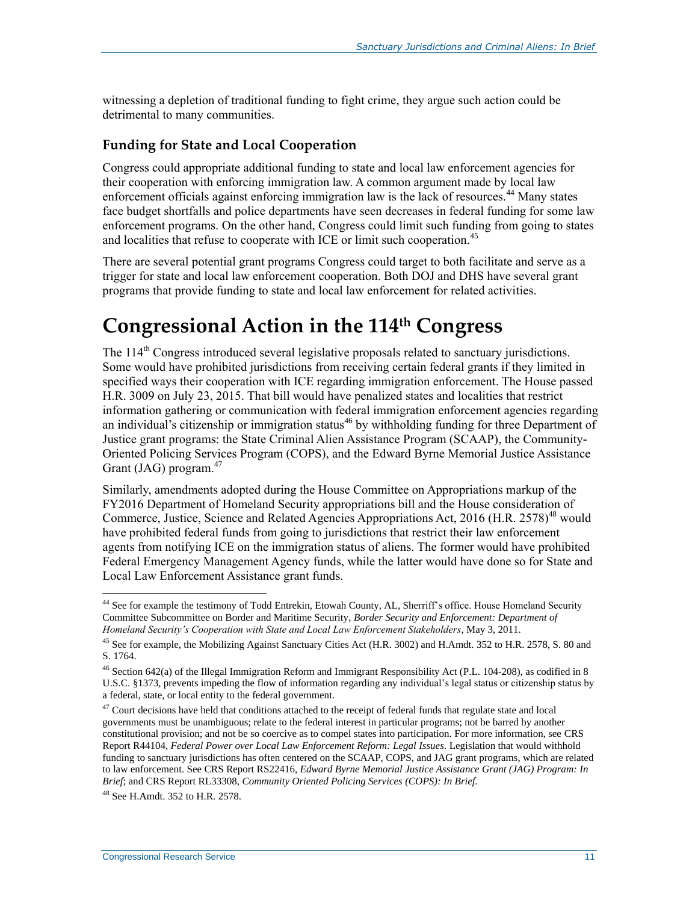witnessing a depletion of traditional funding to fight crime, they argue such action could be detrimental to many communities.

### Funding for State and Local Cooperation

Congress could appropriate additional funding to state and local law enforcement agencies for their cooperation with enforcing immigration law. A common argument made by local law enforcement officials against enforcing immigration law is the lack of resources.[44] Many states face budget shortfalls and police departments have seen decreases in federal funding for some law enforcement programs. On the other hand, Congress could limit such funding from going to states and localities that refuse to cooperate with ICE or limit such cooperation.[45]

There are several potential grant programs Congress could target to both facilitate and serve as a trigger for state and local law enforcement cooperation. Both DOJ and DHS have several grant programs that provide funding to state and local law enforcement for related activities.

# Congressional Action in the 114th Congress

The 114th Congress introduced several legislative proposals related to sanctuary jurisdictions. Some would have prohibited jurisdictions from receiving certain federal grants if they limited in specified ways their cooperation with ICE regarding immigration enforcement. The House passed H.R. 3009 on July 23, 2015. That bill would have penalized states and localities that restrict information gathering or communication with federal immigration enforcement agencies regarding an individual's citizenship or immigration status[46] by withholding funding for three Department of Justice grant programs: the State Criminal Alien Assistance Program (SCAAP), the Community-Oriented Policing Services Program (COPS), and the Edward Byrne Memorial Justice Assistance Grant (JAG) program.[47]

Similarly, amendments adopted during the House Committee on Appropriations markup of the FY2016 Department of Homeland Security appropriations bill and the House consideration of Commerce, Justice, Science and Related Agencies Appropriations Act, 2016 (H.R. 2578)[48] would have prohibited federal funds from going to jurisdictions that restrict their law enforcement agents from notifying ICE on the immigration status of aliens. The former would have prohibited Federal Emergency Management Agency funds, while the latter would have done so for State and Local Law Enforcement Assistance grant funds.

---

[44] See for example the testimony of Todd Entrekin, Etowah County, AL, Sherriff's office. House Homeland Security Committee Subcommittee on Border and Maritime Security, *Border Security and Enforcement: Department of Homeland Security's Cooperation with State and Local Law Enforcement Stakeholders*, May 3, 2011.

[45] See for example, the Mobilizing Against Sanctuary Cities Act (H.R. 3002) and H.Amdt. 352 to H.R. 2578, S. 80 and S. 1764.

[46] Section 642(a) of the Illegal Immigration Reform and Immigrant Responsibility Act (P.L. 104-208), as codified in 8 U.S.C. §1373, prevents impeding the flow of information regarding any individual's legal status or citizenship status by a federal, state, or local entity to the federal government.

[47] Court decisions have held that conditions attached to the receipt of federal funds that regulate state and local governments must be unambiguous; relate to the federal interest in particular programs; not be barred by another constitutional provision; and not be so coercive as to compel states into participation. For more information, see CRS Report R44104, *Federal Power over Local Law Enforcement Reform: Legal Issues*. Legislation that would withhold funding to sanctuary jurisdictions has often centered on the SCAAP, COPS, and JAG grant programs, which are related to law enforcement. See CRS Report RS22416, *Edward Byrne Memorial Justice Assistance Grant (JAG) Program: In Brief*; and CRS Report RL33308, *Community Oriented Policing Services (COPS): In Brief.*

[48] See H.Amdt. 352 to H.R. 2578.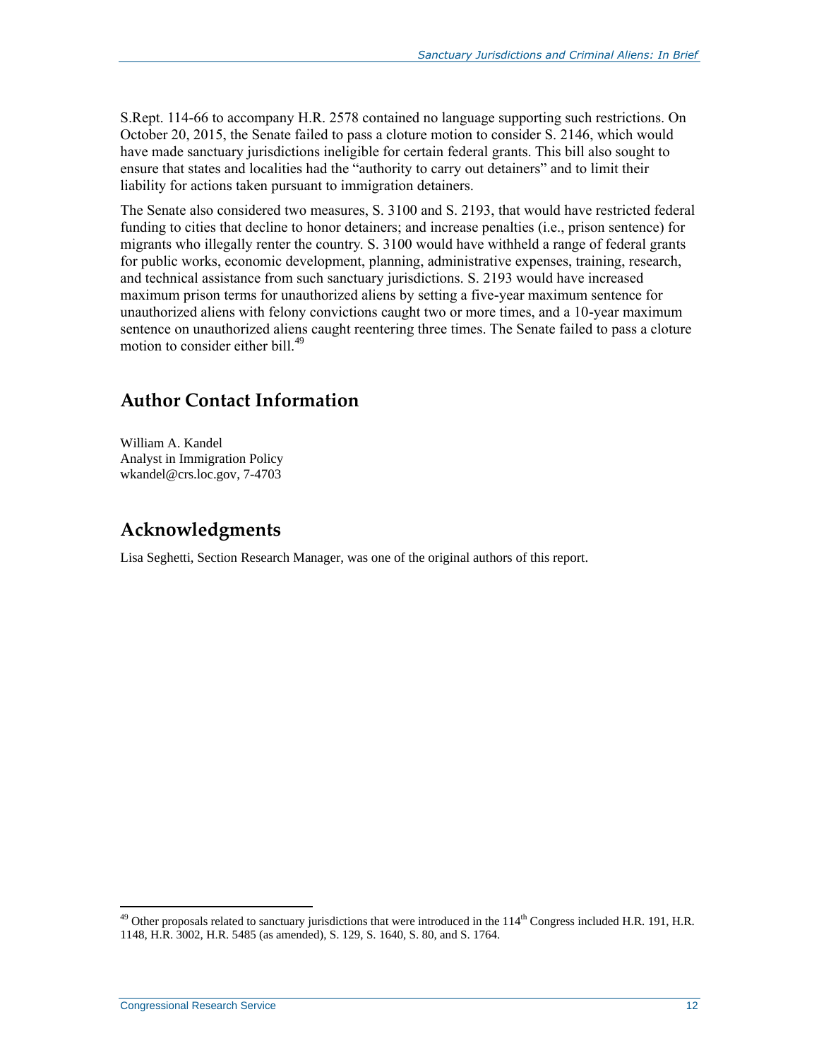S.Rept. 114-66 to accompany H.R. 2578 contained no language supporting such restrictions. On October 20, 2015, the Senate failed to pass a cloture motion to consider S. 2146, which would have made sanctuary jurisdictions ineligible for certain federal grants. This bill also sought to ensure that states and localities had the "authority to carry out detainers" and to limit their liability for actions taken pursuant to immigration detainers.

The Senate also considered two measures, S. 3100 and S. 2193, that would have restricted federal funding to cities that decline to honor detainers; and increase penalties (i.e., prison sentence) for migrants who illegally renter the country. S. 3100 would have withheld a range of federal grants for public works, economic development, planning, administrative expenses, training, research, and technical assistance from such sanctuary jurisdictions. S. 2193 would have increased maximum prison terms for unauthorized aliens by setting a five-year maximum sentence for unauthorized aliens with felony convictions caught two or more times, and a 10-year maximum sentence on unauthorized aliens caught reentering three times. The Senate failed to pass a cloture motion to consider either bill.[49]

## Author Contact Information

William A. Kandel
Analyst in Immigration Policy
wkandel@crs.loc.gov, 7-4703

## Acknowledgments

Lisa Seghetti, Section Research Manager, was one of the original authors of this report.

---

[49] Other proposals related to sanctuary jurisdictions that were introduced in the 114th Congress included H.R. 191, H.R. 1148, H.R. 3002, H.R. 5485 (as amended), S. 129, S. 1640, S. 80, and S. 1764.